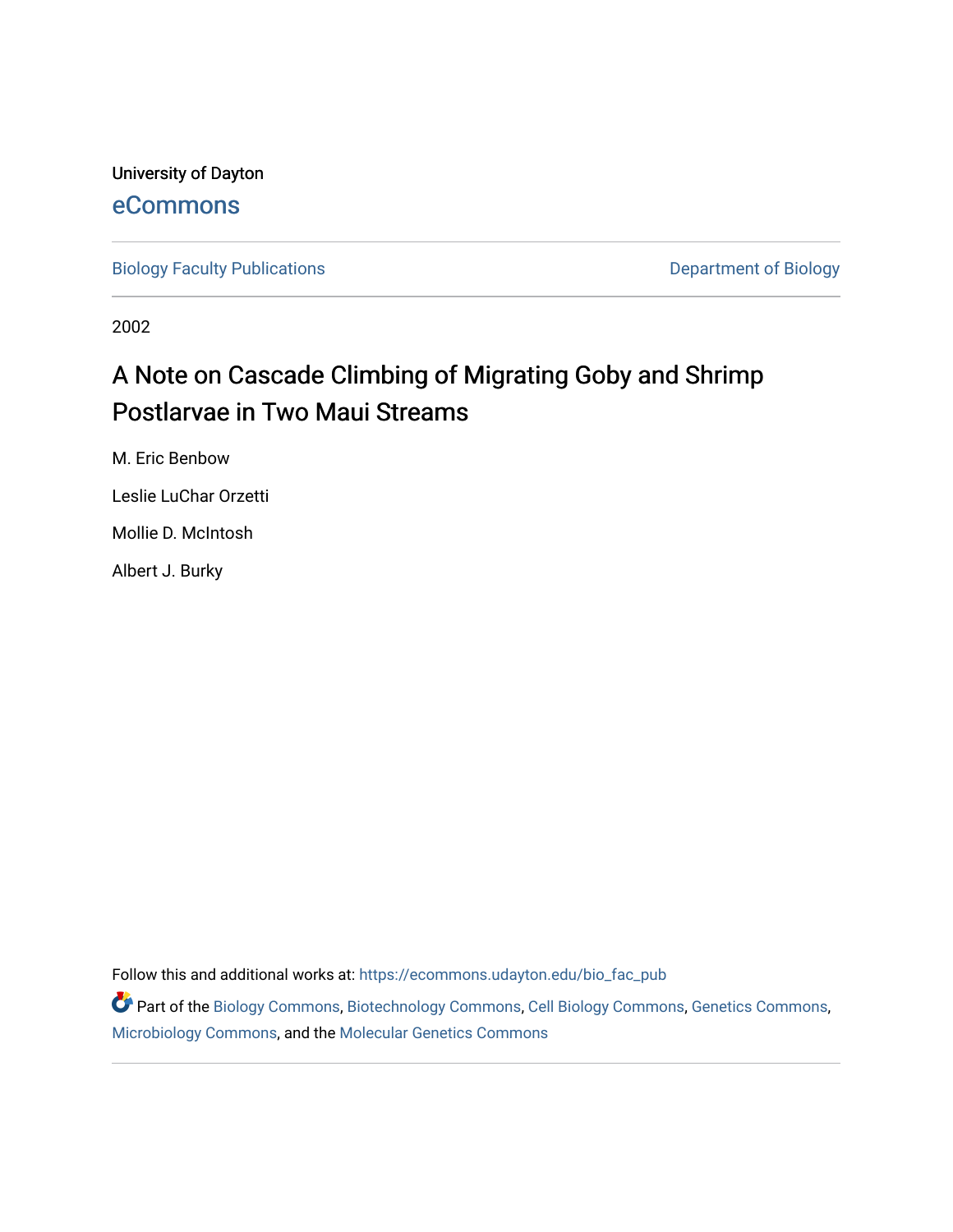University of Dayton

eCommons

Biology Faculty Publications

Department of Biology

2002

# A Note on Cascade Climbing of Migrating Goby and Shrimp Postlarvae in Two Maui Streams

M. Eric Benbow

Leslie LuChar Orzetti

Mollie D. McIntosh

Albert J. Burky

Follow this and additional works at: https://ecommons.udayton.edu/bio_fac_pub

Part of the Biology Commons, Biotechnology Commons, Cell Biology Commons, Genetics Commons, Microbiology Commons, and the Molecular Genetics Commons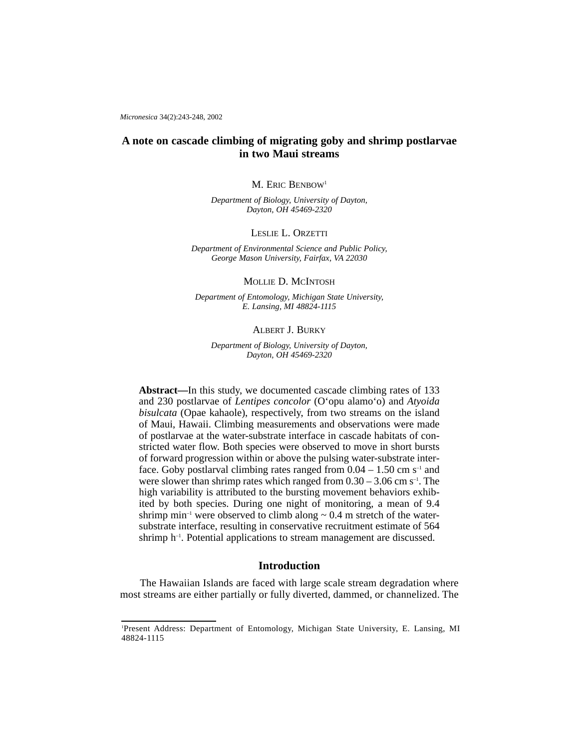# A note on cascade climbing of migrating goby and shrimp postlarvae in two Maui streams

M. ERIC BENBOW[1]

*Department of Biology, University of Dayton, Dayton, OH 45469-2320*

LESLIE L. ORZETTI

*Department of Environmental Science and Public Policy, George Mason University, Fairfax, VA 22030*

MOLLIE D. MCINTOSH

*Department of Entomology, Michigan State University, E. Lansing, MI 48824-1115*

ALBERT J. BURKY

*Department of Biology, University of Dayton, Dayton, OH 45469-2320*

**Abstract—**In this study, we documented cascade climbing rates of 133 and 230 postlarvae of *Lentipes concolor* (O'opu alamo'o) and *Atyoida bisulcata* (Opae kahaole), respectively, from two streams on the island of Maui, Hawaii. Climbing measurements and observations were made of postlarvae at the water-substrate interface in cascade habitats of constricted water flow. Both species were observed to move in short bursts of forward progression within or above the pulsing water-substrate interface. Goby postlarval climbing rates ranged from 0.04 – 1.50 cm $s^{-1}$ and were slower than shrimp rates which ranged from 0.30 – 3.06 cm $s^{-1}$. The high variability is attributed to the bursting movement behaviors exhibited by both species. During one night of monitoring, a mean of 9.4 shrimp $min^{-1}$ were observed to climb along ~ 0.4 m stretch of the water-substrate interface, resulting in conservative recruitment estimate of 564 shrimp $h^{-1}$. Potential applications to stream management are discussed.

## Introduction

The Hawaiian Islands are faced with large scale stream degradation where most streams are either partially or fully diverted, dammed, or channelized. The

---

[1]Present Address: Department of Entomology, Michigan State University, E. Lansing, MI 48824-1115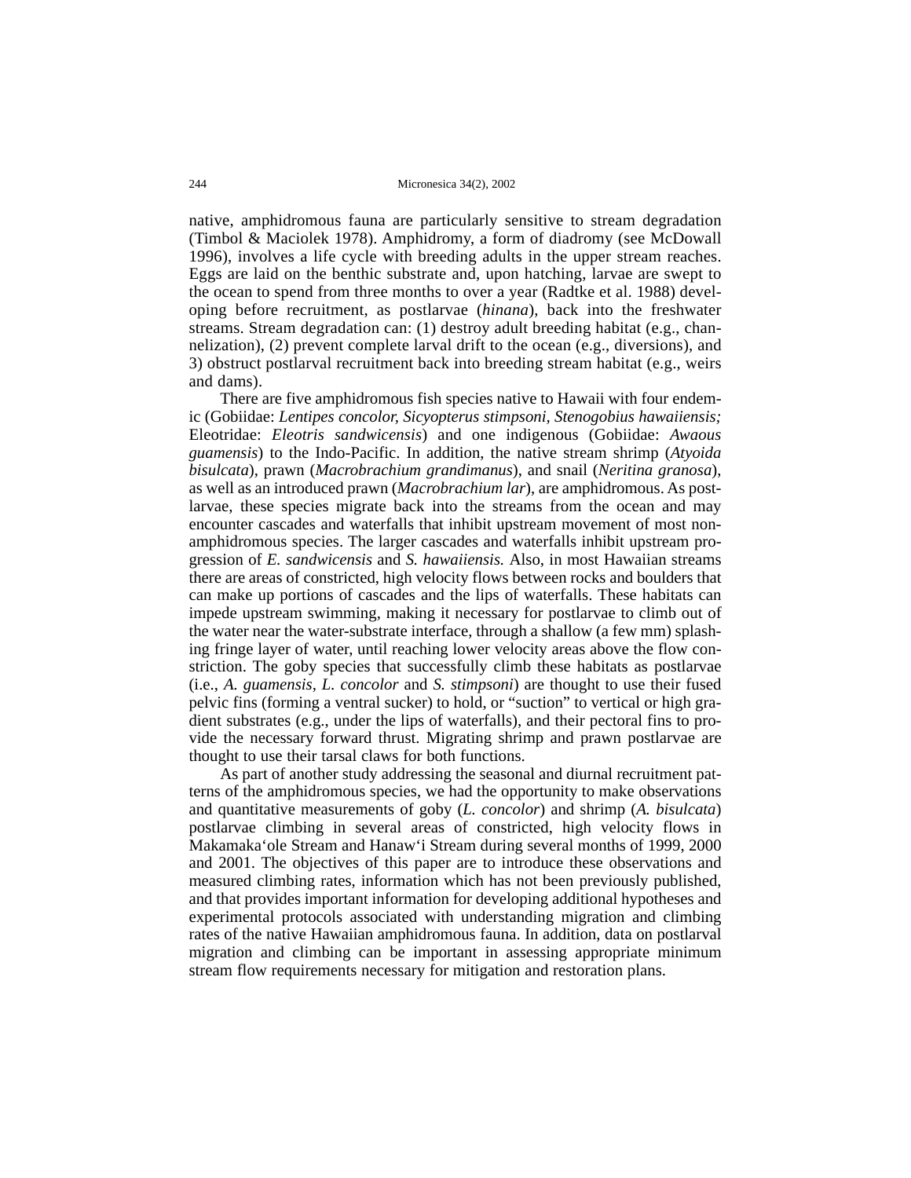native, amphidromous fauna are particularly sensitive to stream degradation (Timbol & Maciolek 1978). Amphidromy, a form of diadromy (see McDowall 1996), involves a life cycle with breeding adults in the upper stream reaches. Eggs are laid on the benthic substrate and, upon hatching, larvae are swept to the ocean to spend from three months to over a year (Radtke et al. 1988) developing before recruitment, as postlarvae (*hinana*), back into the freshwater streams. Stream degradation can: (1) destroy adult breeding habitat (e.g., channelization), (2) prevent complete larval drift to the ocean (e.g., diversions), and 3) obstruct postlarval recruitment back into breeding stream habitat (e.g., weirs and dams).

There are five amphidromous fish species native to Hawaii with four endemic (Gobiidae: *Lentipes concolor, Sicyopterus stimpsoni, Stenogobius hawaiiensis;* Eleotridae: *Eleotris sandwicensis*) and one indigenous (Gobiidae: *Awaous guamensis*) to the Indo-Pacific. In addition, the native stream shrimp (*Atyoida bisulcata*), prawn (*Macrobrachium grandimanus*), and snail (*Neritina granosa*), as well as an introduced prawn (*Macrobrachium lar*), are amphidromous. As postlarvae, these species migrate back into the streams from the ocean and may encounter cascades and waterfalls that inhibit upstream movement of most non-amphidromous species. The larger cascades and waterfalls inhibit upstream progression of *E. sandwicensis* and *S. hawaiiensis.* Also, in most Hawaiian streams there are areas of constricted, high velocity flows between rocks and boulders that can make up portions of cascades and the lips of waterfalls. These habitats can impede upstream swimming, making it necessary for postlarvae to climb out of the water near the water-substrate interface, through a shallow (a few mm) splashing fringe layer of water, until reaching lower velocity areas above the flow constriction. The goby species that successfully climb these habitats as postlarvae (i.e., *A. guamensis, L. concolor* and *S. stimpsoni*) are thought to use their fused pelvic fins (forming a ventral sucker) to hold, or "suction" to vertical or high gradient substrates (e.g., under the lips of waterfalls), and their pectoral fins to provide the necessary forward thrust. Migrating shrimp and prawn postlarvae are thought to use their tarsal claws for both functions.

As part of another study addressing the seasonal and diurnal recruitment patterns of the amphidromous species, we had the opportunity to make observations and quantitative measurements of goby (*L. concolor*) and shrimp (*A. bisulcata*) postlarvae climbing in several areas of constricted, high velocity flows in Makamaka'ole Stream and Hanaw'i Stream during several months of 1999, 2000 and 2001. The objectives of this paper are to introduce these observations and measured climbing rates, information which has not been previously published, and that provides important information for developing additional hypotheses and experimental protocols associated with understanding migration and climbing rates of the native Hawaiian amphidromous fauna. In addition, data on postlarval migration and climbing can be important in assessing appropriate minimum stream flow requirements necessary for mitigation and restoration plans.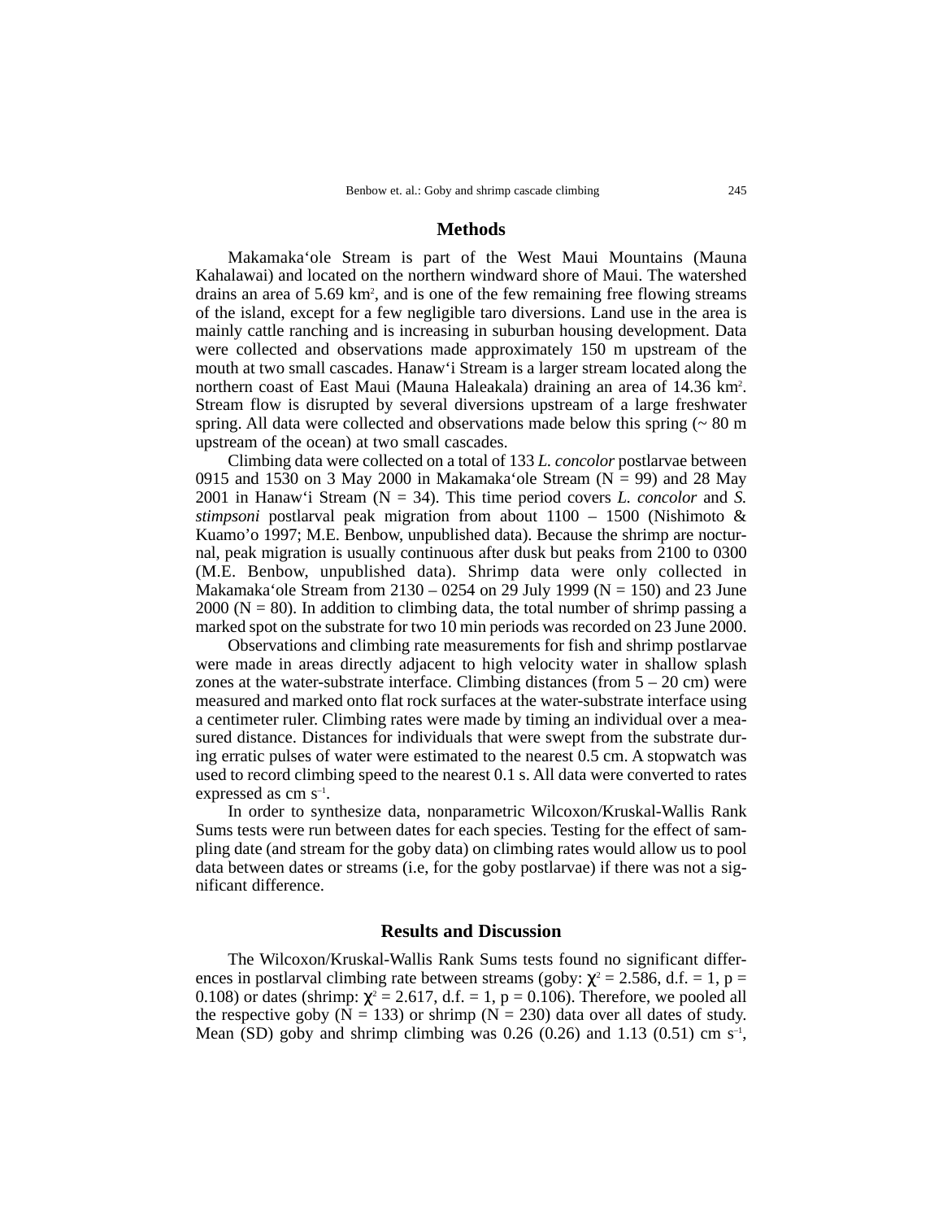## Methods

Makamaka‘ole Stream is part of the West Maui Mountains (Mauna Kahalawai) and located on the northern windward shore of Maui. The watershed drains an area of 5.69 $km^2$, and is one of the few remaining free flowing streams of the island, except for a few negligible taro diversions. Land use in the area is mainly cattle ranching and is increasing in suburban housing development. Data were collected and observations made approximately 150 m upstream of the mouth at two small cascades. Hanaw‘i Stream is a larger stream located along the northern coast of East Maui (Mauna Haleakala) draining an area of 14.36 $km^2$. Stream flow is disrupted by several diversions upstream of a large freshwater spring. All data were collected and observations made below this spring (~ 80 m upstream of the ocean) at two small cascades.

Climbing data were collected on a total of 133 *L. concolor* postlarvae between 0915 and 1530 on 3 May 2000 in Makamaka‘ole Stream (N = 99) and 28 May 2001 in Hanaw‘i Stream (N = 34). This time period covers *L. concolor* and *S. stimpsoni* postlarval peak migration from about 1100 – 1500 (Nishimoto & Kuamo’o 1997; M.E. Benbow, unpublished data). Because the shrimp are nocturnal, peak migration is usually continuous after dusk but peaks from 2100 to 0300 (M.E. Benbow, unpublished data). Shrimp data were only collected in Makamaka‘ole Stream from 2130 – 0254 on 29 July 1999 (N = 150) and 23 June 2000 (N = 80). In addition to climbing data, the total number of shrimp passing a marked spot on the substrate for two 10 min periods was recorded on 23 June 2000.

Observations and climbing rate measurements for fish and shrimp postlarvae were made in areas directly adjacent to high velocity water in shallow splash zones at the water-substrate interface. Climbing distances (from 5 – 20 cm) were measured and marked onto flat rock surfaces at the water-substrate interface using a centimeter ruler. Climbing rates were made by timing an individual over a measured distance. Distances for individuals that were swept from the substrate during erratic pulses of water were estimated to the nearest 0.5 cm. A stopwatch was used to record climbing speed to the nearest 0.1 s. All data were converted to rates expressed as cm $s^{-1}$.

In order to synthesize data, nonparametric Wilcoxon/Kruskal-Wallis Rank Sums tests were run between dates for each species. Testing for the effect of sampling date (and stream for the goby data) on climbing rates would allow us to pool data between dates or streams (i.e, for the goby postlarvae) if there was not a significant difference.

## Results and Discussion

The Wilcoxon/Kruskal-Wallis Rank Sums tests found no significant differences in postlarval climbing rate between streams (goby: $\chi^2 = 2.586$, d.f. = 1, p = 0.108) or dates (shrimp: $\chi^2 = 2.617$, d.f. = 1, p = 0.106). Therefore, we pooled all the respective goby (N = 133) or shrimp (N = 230) data over all dates of study. Mean (SD) goby and shrimp climbing was 0.26 (0.26) and 1.13 (0.51) cm $s^{-1}$,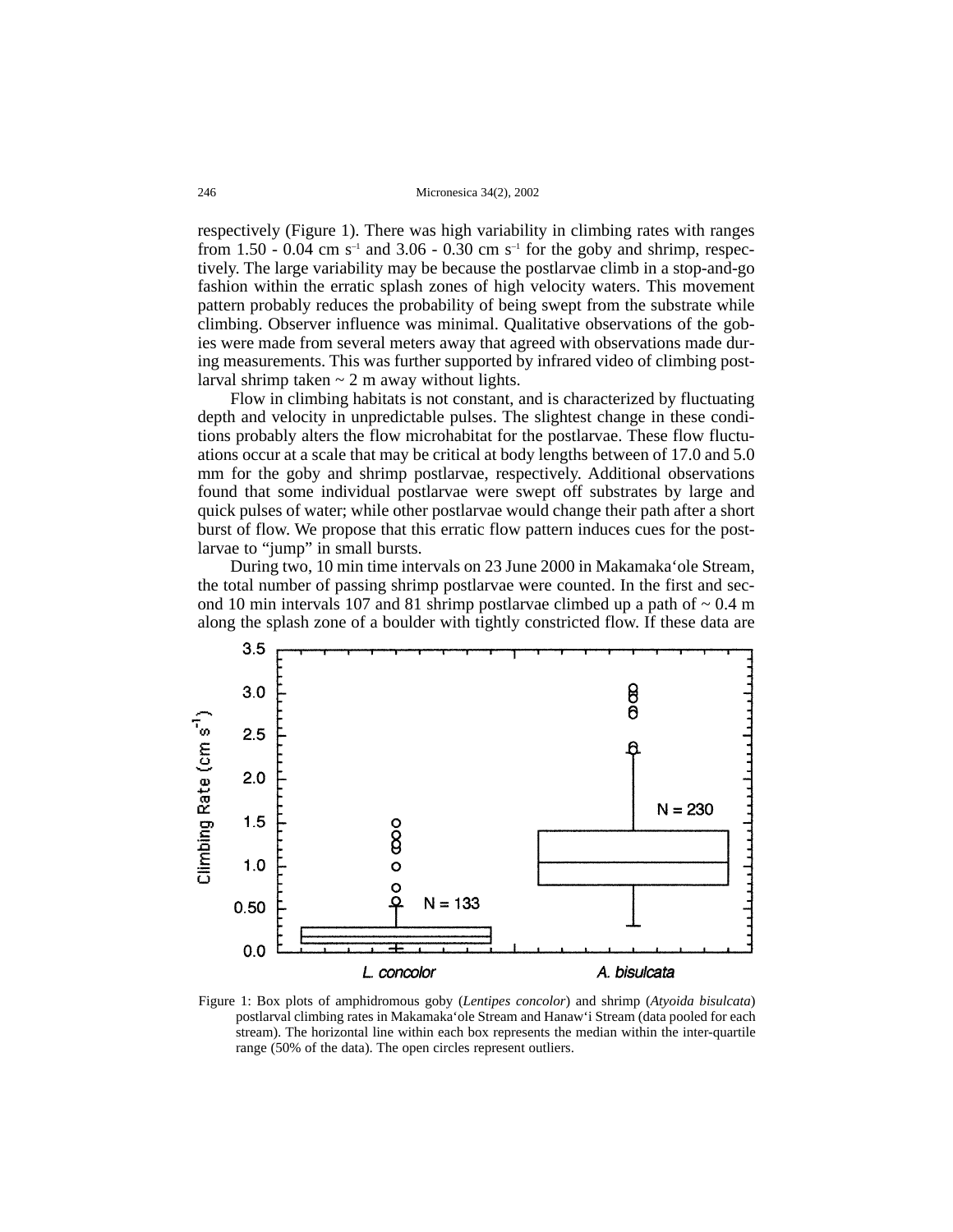respectively (Figure 1). There was high variability in climbing rates with ranges from 1.50 - 0.04 cm $s^{-1}$ and 3.06 - 0.30 cm $s^{-1}$ for the goby and shrimp, respectively. The large variability may be because the postlarvae climb in a stop-and-go fashion within the erratic splash zones of high velocity waters. This movement pattern probably reduces the probability of being swept from the substrate while climbing. Observer influence was minimal. Qualitative observations of the gobies were made from several meters away that agreed with observations made during measurements. This was further supported by infrared video of climbing postlarval shrimp taken ~ 2 m away without lights.

Flow in climbing habitats is not constant, and is characterized by fluctuating depth and velocity in unpredictable pulses. The slightest change in these conditions probably alters the flow microhabitat for the postlarvae. These flow fluctuations occur at a scale that may be critical at body lengths between of 17.0 and 5.0 mm for the goby and shrimp postlarvae, respectively. Additional observations found that some individual postlarvae were swept off substrates by large and quick pulses of water; while other postlarvae would change their path after a short burst of flow. We propose that this erratic flow pattern induces cues for the postlarvae to "jump" in small bursts.

During two, 10 min time intervals on 23 June 2000 in Makamaka'ole Stream, the total number of passing shrimp postlarvae were counted. In the first and second 10 min intervals 107 and 81 shrimp postlarvae climbed up a path of ~ 0.4 m along the splash zone of a boulder with tightly constricted flow. If these data are

Figure 1: Box plots of amphidromous goby (*Lentipes concolor*) and shrimp (*Atyoida bisulcata*) postlarval climbing rates in Makamaka'ole Stream and Hanaw'i Stream (data pooled for each stream). The horizontal line within each box represents the median within the inter-quartile range (50% of the data). The open circles represent outliers.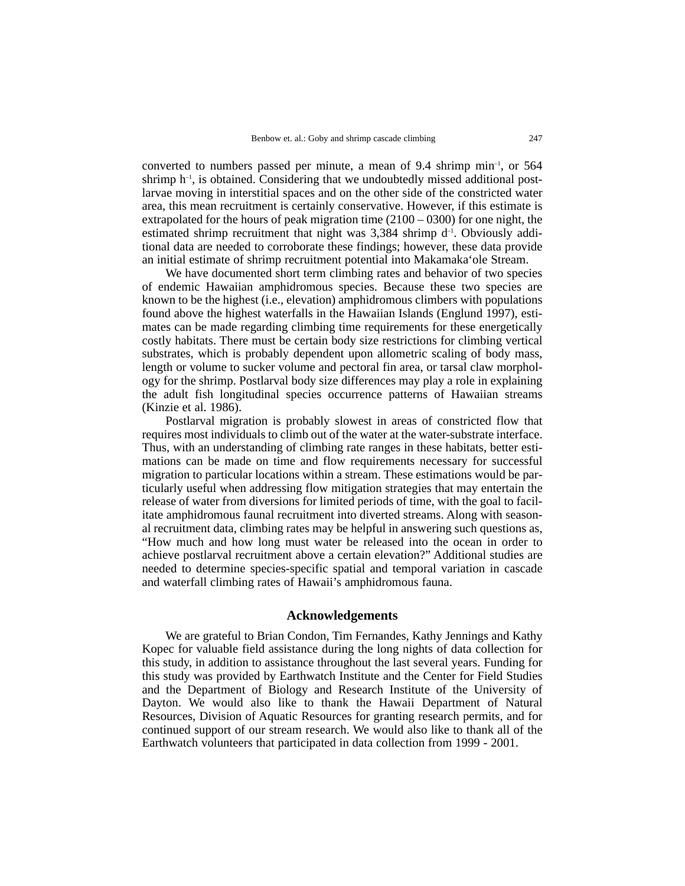converted to numbers passed per minute, a mean of 9.4 shrimp $min^{-1}$, or 564 shrimp $h^{-1}$, is obtained. Considering that we undoubtedly missed additional postlarvae moving in interstitial spaces and on the other side of the constricted water area, this mean recruitment is certainly conservative. However, if this estimate is extrapolated for the hours of peak migration time (2100 – 0300) for one night, the estimated shrimp recruitment that night was 3,384 shrimp $d^{-1}$. Obviously additional data are needed to corroborate these findings; however, these data provide an initial estimate of shrimp recruitment potential into Makamaka'ole Stream.

We have documented short term climbing rates and behavior of two species of endemic Hawaiian amphidromous species. Because these two species are known to be the highest (i.e., elevation) amphidromous climbers with populations found above the highest waterfalls in the Hawaiian Islands (Englund 1997), estimates can be made regarding climbing time requirements for these energetically costly habitats. There must be certain body size restrictions for climbing vertical substrates, which is probably dependent upon allometric scaling of body mass, length or volume to sucker volume and pectoral fin area, or tarsal claw morphology for the shrimp. Postlarval body size differences may play a role in explaining the adult fish longitudinal species occurrence patterns of Hawaiian streams (Kinzie et al. 1986).

Postlarval migration is probably slowest in areas of constricted flow that requires most individuals to climb out of the water at the water-substrate interface. Thus, with an understanding of climbing rate ranges in these habitats, better estimations can be made on time and flow requirements necessary for successful migration to particular locations within a stream. These estimations would be particularly useful when addressing flow mitigation strategies that may entertain the release of water from diversions for limited periods of time, with the goal to facilitate amphidromous faunal recruitment into diverted streams. Along with seasonal recruitment data, climbing rates may be helpful in answering such questions as, "How much and how long must water be released into the ocean in order to achieve postlarval recruitment above a certain elevation?" Additional studies are needed to determine species-specific spatial and temporal variation in cascade and waterfall climbing rates of Hawaii's amphidromous fauna.

## Acknowledgements

We are grateful to Brian Condon, Tim Fernandes, Kathy Jennings and Kathy Kopec for valuable field assistance during the long nights of data collection for this study, in addition to assistance throughout the last several years. Funding for this study was provided by Earthwatch Institute and the Center for Field Studies and the Department of Biology and Research Institute of the University of Dayton. We would also like to thank the Hawaii Department of Natural Resources, Division of Aquatic Resources for granting research permits, and for continued support of our stream research. We would also like to thank all of the Earthwatch volunteers that participated in data collection from 1999 - 2001.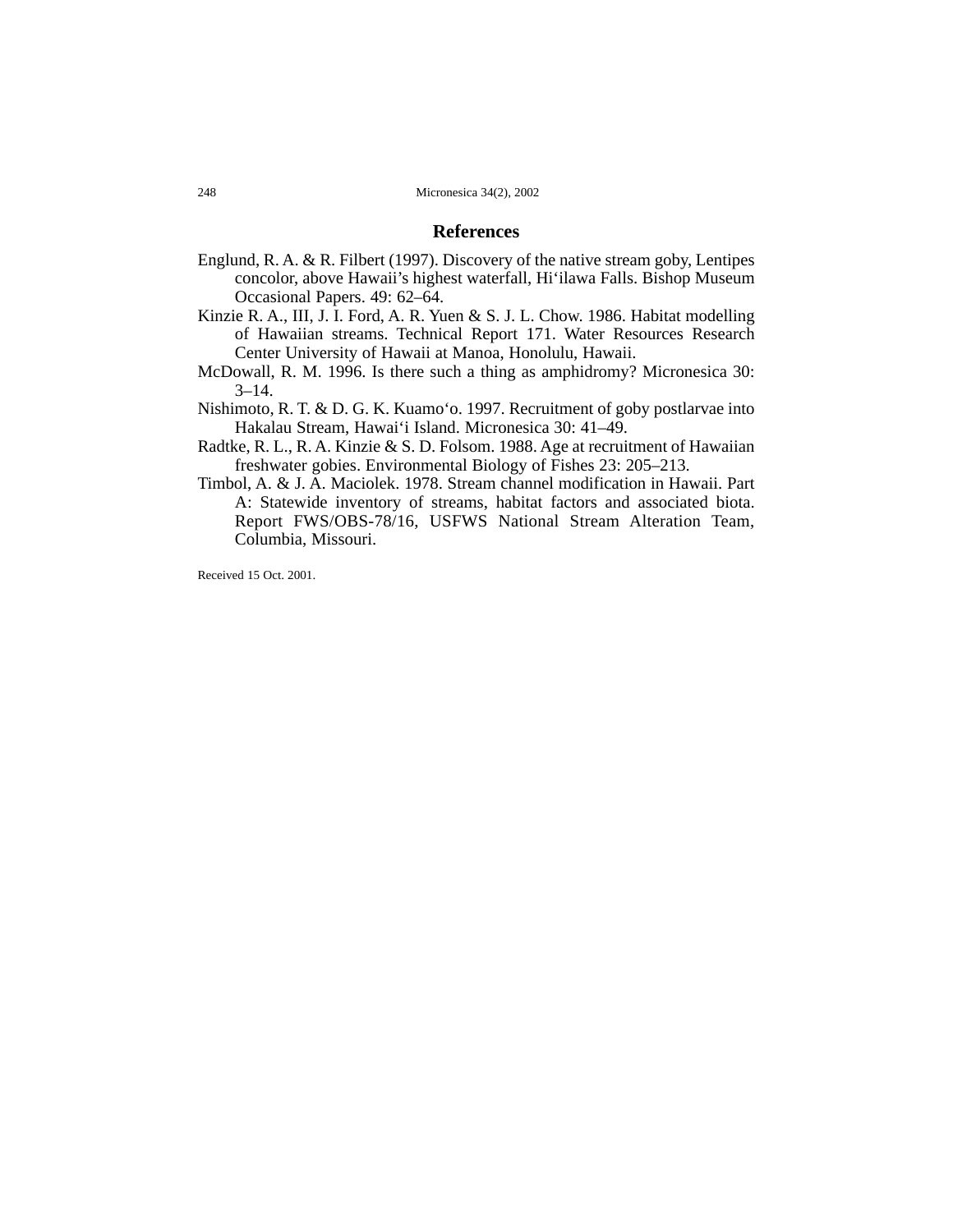## References

Englund, R. A. & R. Filbert (1997). Discovery of the native stream goby, Lentipes concolor, above Hawaii's highest waterfall, Hi'ilawa Falls. Bishop Museum Occasional Papers. 49: 62–64.

Kinzie R. A., III, J. I. Ford, A. R. Yuen & S. J. L. Chow. 1986. Habitat modelling of Hawaiian streams. Technical Report 171. Water Resources Research Center University of Hawaii at Manoa, Honolulu, Hawaii.

McDowall, R. M. 1996. Is there such a thing as amphidromy? Micronesica 30: 3–14.

Nishimoto, R. T. & D. G. K. Kuamo'o. 1997. Recruitment of goby postlarvae into Hakalau Stream, Hawai'i Island. Micronesica 30: 41–49.

Radtke, R. L., R. A. Kinzie & S. D. Folsom. 1988. Age at recruitment of Hawaiian freshwater gobies. Environmental Biology of Fishes 23: 205–213.

Timbol, A. & J. A. Maciolek. 1978. Stream channel modification in Hawaii. Part A: Statewide inventory of streams, habitat factors and associated biota. Report FWS/OBS-78/16, USFWS National Stream Alteration Team, Columbia, Missouri.

Received 15 Oct. 2001.